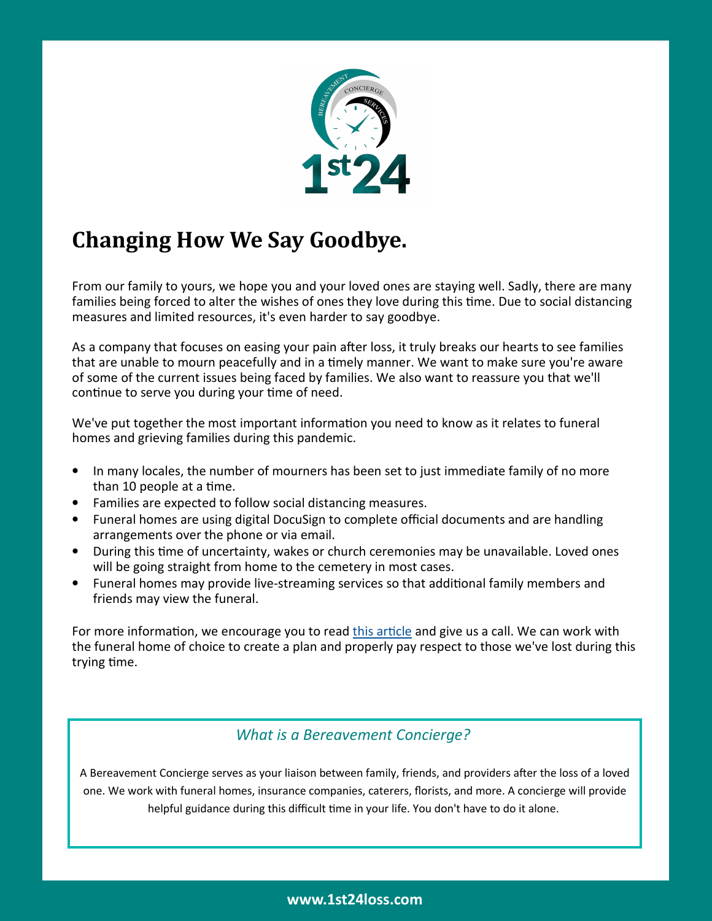# Changing How We Say Goodbye.

From our family to yours, we hope you and your loved ones are staying well. Sadly, there are many families being forced to alter the wishes of ones they love during this time. Due to social distancing measures and limited resources, it's even harder to say goodbye.

As a company that focuses on easing your pain after loss, it truly breaks our hearts to see families that are unable to mourn peacefully and in a timely manner. We want to make sure you're aware of some of the current issues being faced by families. We also want to reassure you that we'll continue to serve you during your time of need.

We've put together the most important information you need to know as it relates to funeral homes and grieving families during this pandemic.

- In many locales, the number of mourners has been set to just immediate family of no more than 10 people at a time.
- Families are expected to follow social distancing measures.
- Funeral homes are using digital DocuSign to complete official documents and are handling arrangements over the phone or via email.
- During this time of uncertainty, wakes or church ceremonies may be unavailable. Loved ones will be going straight from home to the cemetery in most cases.
- Funeral homes may provide live-streaming services so that additional family members and friends may view the funeral.

For more information, we encourage you to read this article and give us a call. We can work with the funeral home of choice to create a plan and properly pay respect to those we've lost during this trying time.

*What is a Bereavement Concierge?*

A Bereavement Concierge serves as your liaison between family, friends, and providers after the loss of a loved one. We work with funeral homes, insurance companies, caterers, florists, and more. A concierge will provide helpful guidance during this difficult time in your life. You don't have to do it alone.

**www.1st24loss.com**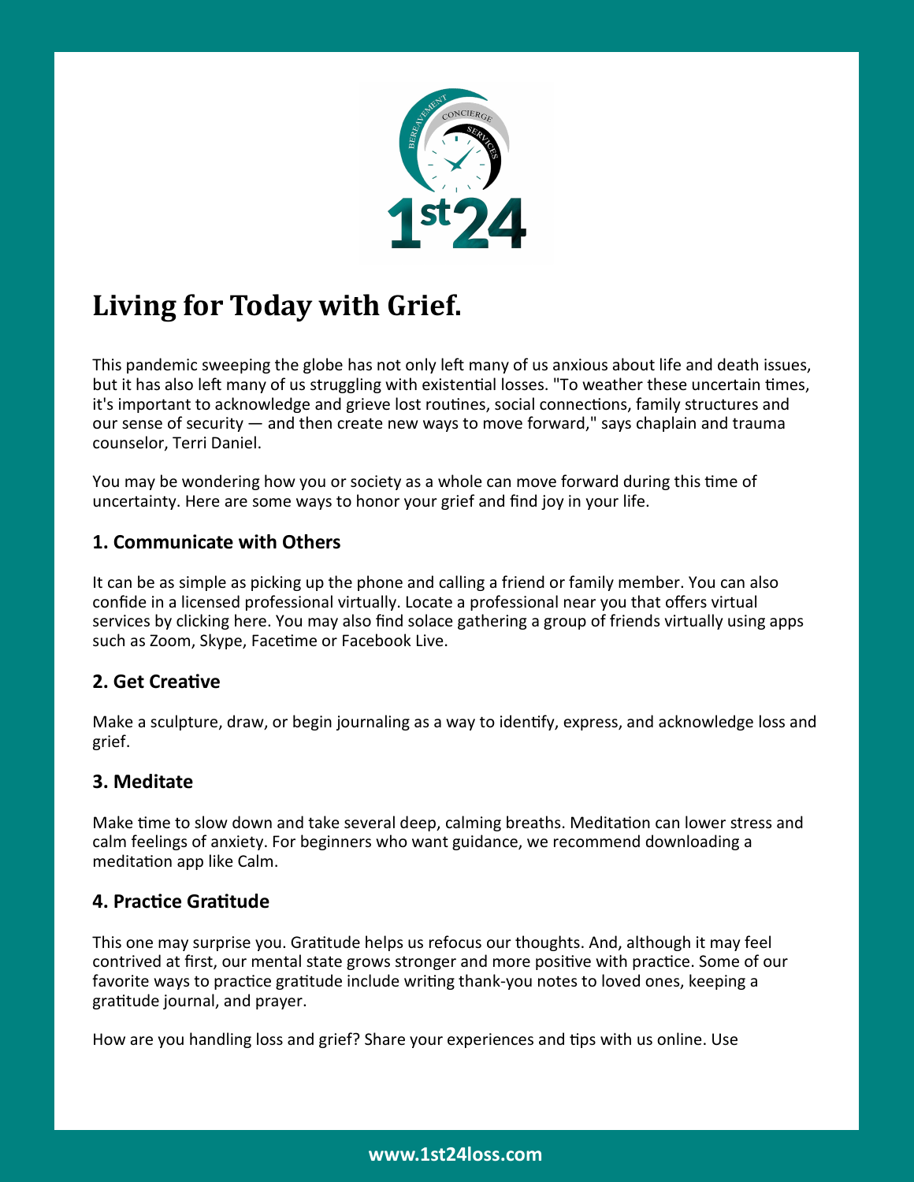# Living for Today with Grief.

This pandemic sweeping the globe has not only left many of us anxious about life and death issues, but it has also left many of us struggling with existential losses. "To weather these uncertain times, it's important to acknowledge and grieve lost routines, social connections, family structures and our sense of security — and then create new ways to move forward," says chaplain and trauma counselor, Terri Daniel.

You may be wondering how you or society as a whole can move forward during this time of uncertainty. Here are some ways to honor your grief and find joy in your life.

### 1. Communicate with Others

It can be as simple as picking up the phone and calling a friend or family member. You can also confide in a licensed professional virtually. Locate a professional near you that offers virtual services by clicking here. You may also find solace gathering a group of friends virtually using apps such as Zoom, Skype, Facetime or Facebook Live.

### 2. Get Creative

Make a sculpture, draw, or begin journaling as a way to identify, express, and acknowledge loss and grief.

### 3. Meditate

Make time to slow down and take several deep, calming breaths. Meditation can lower stress and calm feelings of anxiety. For beginners who want guidance, we recommend downloading a meditation app like Calm.

### 4. Practice Gratitude

This one may surprise you. Gratitude helps us refocus our thoughts. And, although it may feel contrived at first, our mental state grows stronger and more positive with practice. Some of our favorite ways to practice gratitude include writing thank-you notes to loved ones, keeping a gratitude journal, and prayer.

How are you handling loss and grief? Share your experiences and tips with us online. Use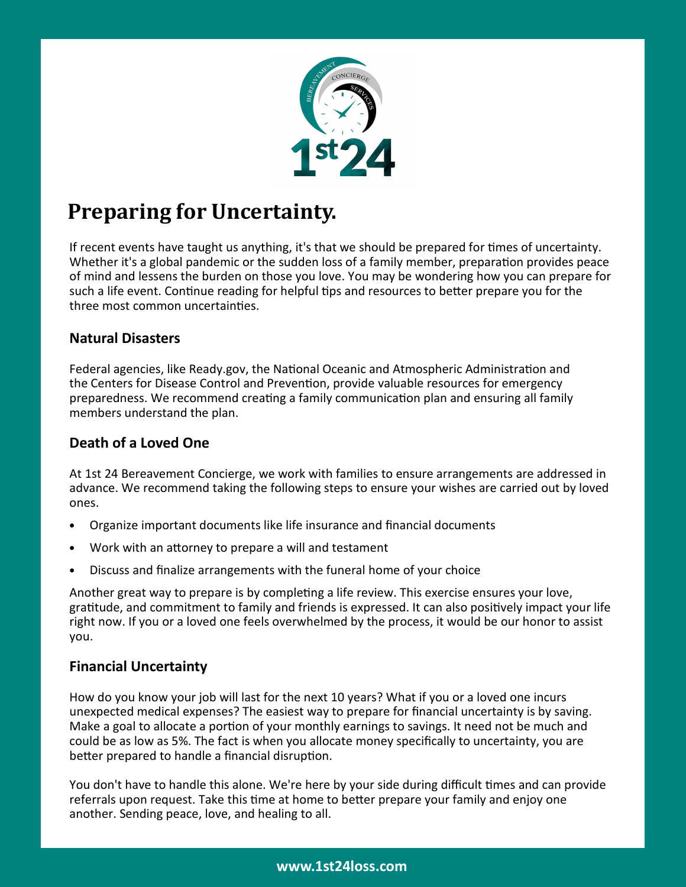# Preparing for Uncertainty.

If recent events have taught us anything, it's that we should be prepared for times of uncertainty. Whether it's a global pandemic or the sudden loss of a family member, preparation provides peace of mind and lessens the burden on those you love. You may be wondering how you can prepare for such a life event. Continue reading for helpful tips and resources to better prepare you for the three most common uncertainties.

## Natural Disasters

Federal agencies, like Ready.gov, the National Oceanic and Atmospheric Administration and the Centers for Disease Control and Prevention, provide valuable resources for emergency preparedness. We recommend creating a family communication plan and ensuring all family members understand the plan.

## Death of a Loved One

At 1st 24 Bereavement Concierge, we work with families to ensure arrangements are addressed in advance. We recommend taking the following steps to ensure your wishes are carried out by loved ones.

- Organize important documents like life insurance and financial documents
- Work with an attorney to prepare a will and testament
- Discuss and finalize arrangements with the funeral home of your choice

Another great way to prepare is by completing a life review. This exercise ensures your love, gratitude, and commitment to family and friends is expressed. It can also positively impact your life right now. If you or a loved one feels overwhelmed by the process, it would be our honor to assist you.

## Financial Uncertainty

How do you know your job will last for the next 10 years? What if you or a loved one incurs unexpected medical expenses? The easiest way to prepare for financial uncertainty is by saving. Make a goal to allocate a portion of your monthly earnings to savings. It need not be much and could be as low as 5%. The fact is when you allocate money specifically to uncertainty, you are better prepared to handle a financial disruption.

You don't have to handle this alone. We're here by your side during difficult times and can provide referrals upon request. Take this time at home to better prepare your family and enjoy one another. Sending peace, love, and healing to all.

**www.1st24loss.com**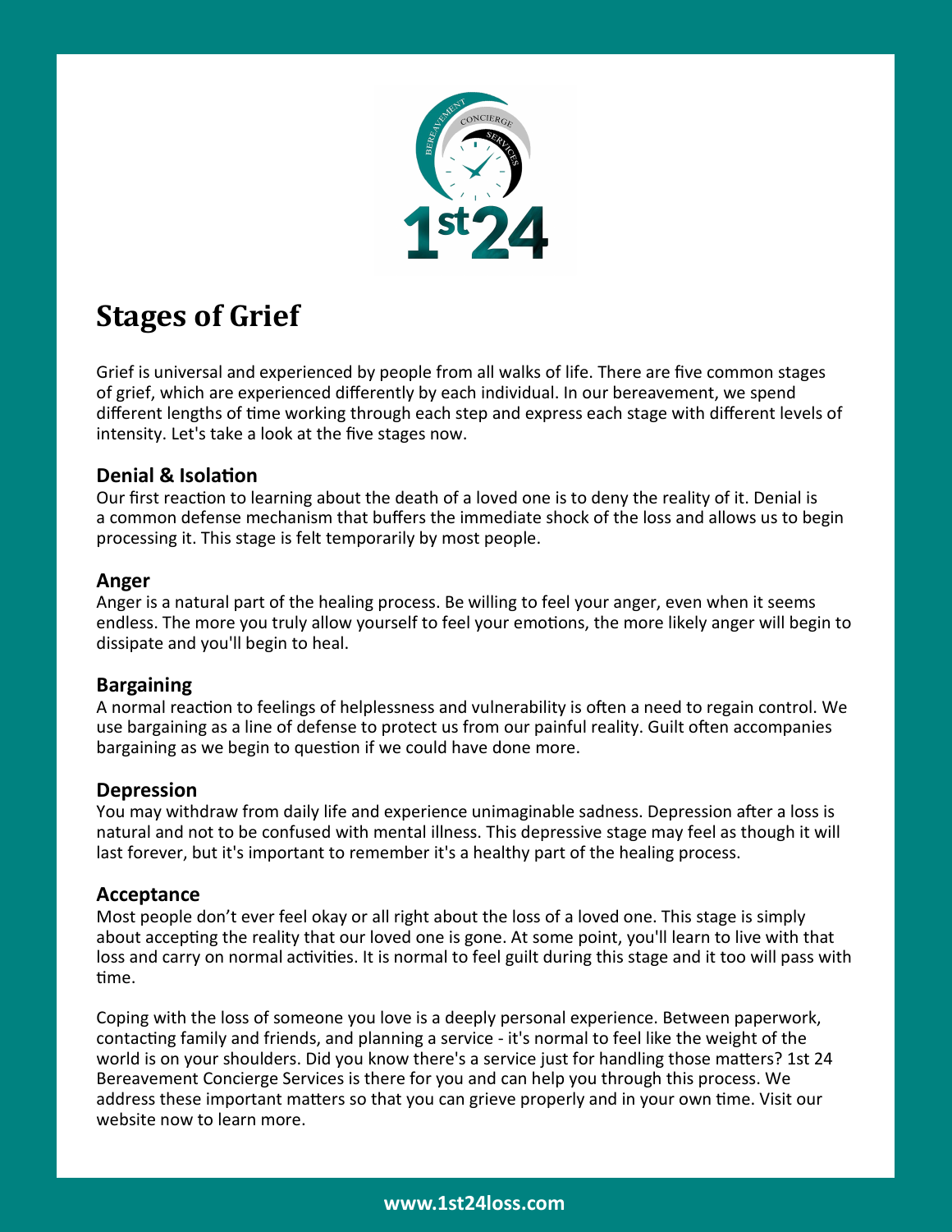# Stages of Grief

Grief is universal and experienced by people from all walks of life. There are five common stages of grief, which are experienced differently by each individual. In our bereavement, we spend different lengths of time working through each step and express each stage with different levels of intensity. Let's take a look at the five stages now.

### Denial & Isolation

Our first reaction to learning about the death of a loved one is to deny the reality of it. Denial is a common defense mechanism that buffers the immediate shock of the loss and allows us to begin processing it. This stage is felt temporarily by most people.

### Anger

Anger is a natural part of the healing process. Be willing to feel your anger, even when it seems endless. The more you truly allow yourself to feel your emotions, the more likely anger will begin to dissipate and you'll begin to heal.

### Bargaining

A normal reaction to feelings of helplessness and vulnerability is often a need to regain control. We use bargaining as a line of defense to protect us from our painful reality. Guilt often accompanies bargaining as we begin to question if we could have done more.

### Depression

You may withdraw from daily life and experience unimaginable sadness. Depression after a loss is natural and not to be confused with mental illness. This depressive stage may feel as though it will last forever, but it's important to remember it's a healthy part of the healing process.

### Acceptance

Most people don't ever feel okay or all right about the loss of a loved one. This stage is simply about accepting the reality that our loved one is gone. At some point, you'll learn to live with that loss and carry on normal activities. It is normal to feel guilt during this stage and it too will pass with time.

Coping with the loss of someone you love is a deeply personal experience. Between paperwork, contacting family and friends, and planning a service - it's normal to feel like the weight of the world is on your shoulders. Did you know there's a service just for handling those matters? 1st 24 Bereavement Concierge Services is there for you and can help you through this process. We address these important matters so that you can grieve properly and in your own time. Visit our website now to learn more.

**www.1st24loss.com**